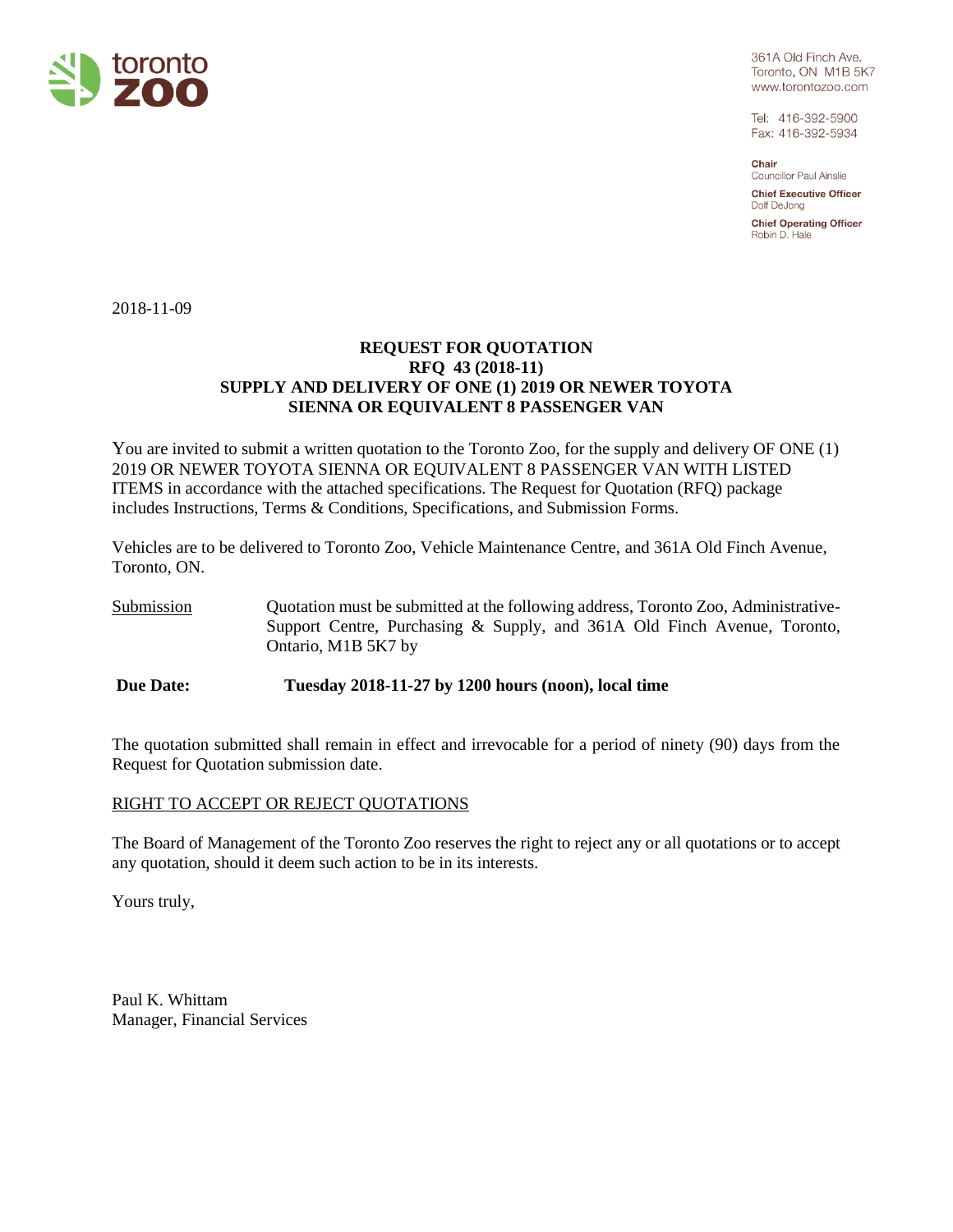toronto **zoo**

361A Old Finch Ave.
Toronto, ON M1B 5K7
www.torontozoo.com

Tel: 416-392-5900
Fax: 416-392-5934

**Chair**
Councillor Paul Ainslie

**Chief Executive Officer**
Dolf DeJong

**Chief Operating Officer**
Robin D. Hale

2018-11-09

**REQUEST FOR QUOTATION**
**RFQ 43 (2018-11)**
**SUPPLY AND DELIVERY OF ONE (1) 2019 OR NEWER TOYOTA SIENNA OR EQUIVALENT 8 PASSENGER VAN**

You are invited to submit a written quotation to the Toronto Zoo, for the supply and delivery OF ONE (1) 2019 OR NEWER TOYOTA SIENNA OR EQUIVALENT 8 PASSENGER VAN WITH LISTED ITEMS in accordance with the attached specifications. The Request for Quotation (RFQ) package includes Instructions, Terms & Conditions, Specifications, and Submission Forms.

Vehicles are to be delivered to Toronto Zoo, Vehicle Maintenance Centre, and 361A Old Finch Avenue, Toronto, ON.

Submission — Quotation must be submitted at the following address, Toronto Zoo, Administrative-Support Centre, Purchasing & Supply, and 361A Old Finch Avenue, Toronto, Ontario, M1B 5K7 by

**Due Date: Tuesday 2018-11-27 by 1200 hours (noon), local time**

The quotation submitted shall remain in effect and irrevocable for a period of ninety (90) days from the Request for Quotation submission date.

RIGHT TO ACCEPT OR REJECT QUOTATIONS

The Board of Management of the Toronto Zoo reserves the right to reject any or all quotations or to accept any quotation, should it deem such action to be in its interests.

Yours truly,

Paul K. Whittam
Manager, Financial Services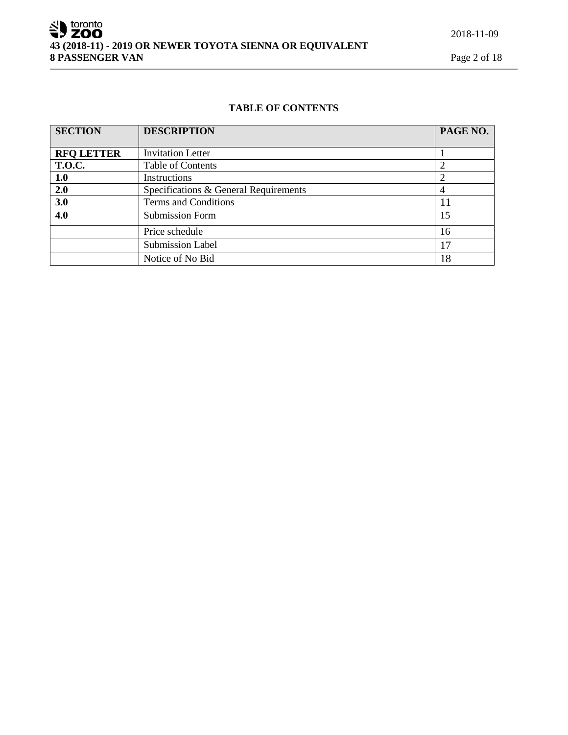## TABLE OF CONTENTS

| SECTION | DESCRIPTION | PAGE NO. |
|---|---|---|
| RFQ LETTER | Invitation Letter | 1 |
| T.O.C. | Table of Contents | 2 |
| 1.0 | Instructions | 2 |
| 2.0 | Specifications & General Requirements | 4 |
| 3.0 | Terms and Conditions | 11 |
| 4.0 | Submission Form | 15 |
| | Price schedule | 16 |
| | Submission Label | 17 |
| | Notice of No Bid | 18 |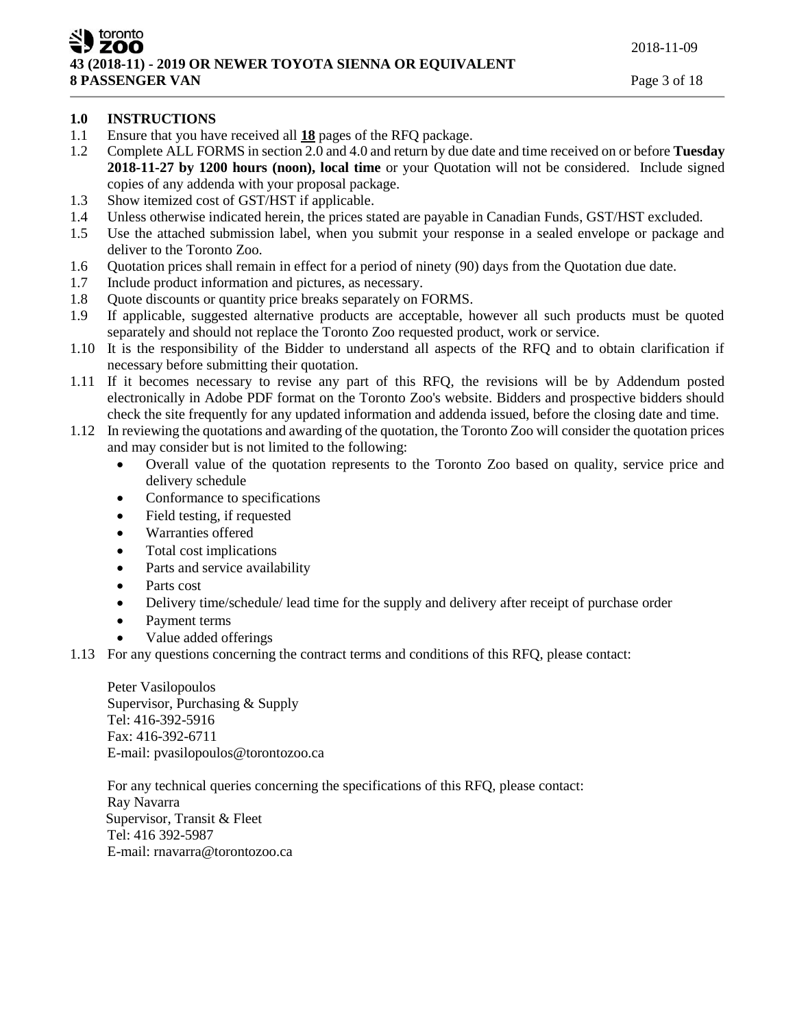## 1.0 INSTRUCTIONS

1.1 Ensure that you have received all **18** pages of the RFQ package.

1.2 Complete ALL FORMS in section 2.0 and 4.0 and return by due date and time received on or before **Tuesday 2018-11-27 by 1200 hours (noon), local time** or your Quotation will not be considered. Include signed copies of any addenda with your proposal package.

1.3 Show itemized cost of GST/HST if applicable.

1.4 Unless otherwise indicated herein, the prices stated are payable in Canadian Funds, GST/HST excluded.

1.5 Use the attached submission label, when you submit your response in a sealed envelope or package and deliver to the Toronto Zoo.

1.6 Quotation prices shall remain in effect for a period of ninety (90) days from the Quotation due date.

1.7 Include product information and pictures, as necessary.

1.8 Quote discounts or quantity price breaks separately on FORMS.

1.9 If applicable, suggested alternative products are acceptable, however all such products must be quoted separately and should not replace the Toronto Zoo requested product, work or service.

1.10 It is the responsibility of the Bidder to understand all aspects of the RFQ and to obtain clarification if necessary before submitting their quotation.

1.11 If it becomes necessary to revise any part of this RFQ, the revisions will be by Addendum posted electronically in Adobe PDF format on the Toronto Zoo's website. Bidders and prospective bidders should check the site frequently for any updated information and addenda issued, before the closing date and time.

1.12 In reviewing the quotations and awarding of the quotation, the Toronto Zoo will consider the quotation prices and may consider but is not limited to the following:

- Overall value of the quotation represents to the Toronto Zoo based on quality, service price and delivery schedule
- Conformance to specifications
- Field testing, if requested
- Warranties offered
- Total cost implications
- Parts and service availability
- Parts cost
- Delivery time/schedule/ lead time for the supply and delivery after receipt of purchase order
- Payment terms
- Value added offerings

1.13 For any questions concerning the contract terms and conditions of this RFQ, please contact:

Peter Vasilopoulos
Supervisor, Purchasing & Supply
Tel: 416-392-5916
Fax: 416-392-6711
E-mail: pvasilopoulos@torontozoo.ca

For any technical queries concerning the specifications of this RFQ, please contact:
Ray Navarra
Supervisor, Transit & Fleet
Tel: 416 392-5987
E-mail: rnavarra@torontozoo.ca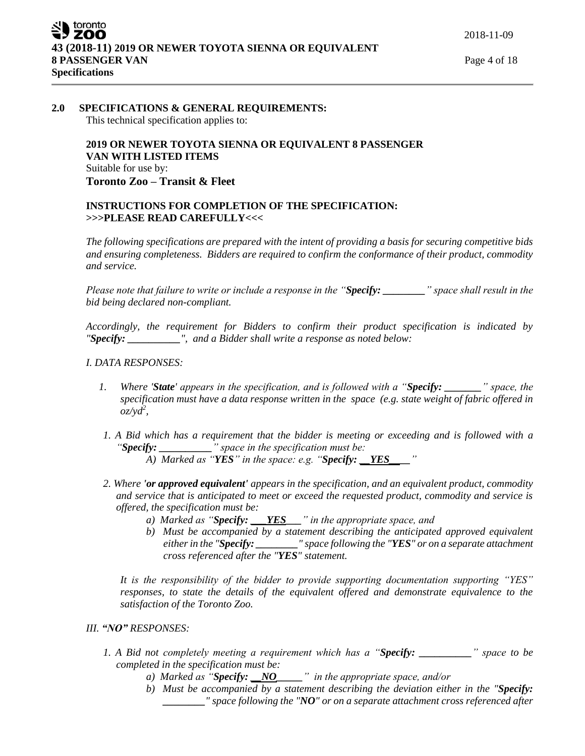## 2.0 SPECIFICATIONS & GENERAL REQUIREMENTS:

This technical specification applies to:

**2019 OR NEWER TOYOTA SIENNA OR EQUIVALENT 8 PASSENGER VAN WITH LISTED ITEMS**
Suitable for use by:
**Toronto Zoo – Transit & Fleet**

**INSTRUCTIONS FOR COMPLETION OF THE SPECIFICATION:**
**>>>PLEASE READ CAREFULLY<<<**

*The following specifications are prepared with the intent of providing a basis for securing competitive bids and ensuring completeness. Bidders are required to confirm the conformance of their product, commodity and service.*

*Please note that failure to write or include a response in the "**Specify: ________**" space shall result in the bid being declared non-compliant.*

*Accordingly, the requirement for Bidders to confirm their product specification is indicated by "**Specify: __________**", and a Bidder shall write a response as noted below:*

*I. DATA RESPONSES:*

1. *Where '**State**' appears in the specification, and is followed with a "**Specify: _______**" space, the specification must have a data response written in the space (e.g. state weight of fabric offered in oz/yd$^2$,*

*1. A Bid which has a requirement that the bidder is meeting or exceeding and is followed with a "**Specify: __________**" space in the specification must be:*
   - *A) Marked as "**YES**" in the space: e.g. "**Specify: __YES____**"*

*2. Where **'or approved equivalent'** appears in the specification, and an equivalent product, commodity and service that is anticipated to meet or exceed the requested product, commodity and service is offered, the specification must be:*
   - *a) Marked as "**Specify: ___YES___**" in the appropriate space, and*
   - *b) Must be accompanied by a statement describing the anticipated approved equivalent either in the "**Specify: ________**" space following the "**YES**" or on a separate attachment cross referenced after the "**YES**" statement.*

*It is the responsibility of the bidder to provide supporting documentation supporting "YES" responses, to state the details of the equivalent offered and demonstrate equivalence to the satisfaction of the Toronto Zoo.*

*III. **"NO"** RESPONSES:*

*1. A Bid not completely meeting a requirement which has a "**Specify: __________**" space to be completed in the specification must be:*
   - *a) Marked as "**Specify: __NO_____**" in the appropriate space, and/or*
   - *b) Must be accompanied by a statement describing the deviation either in the "**Specify: ________**" space following the "**NO**" or on a separate attachment cross referenced after*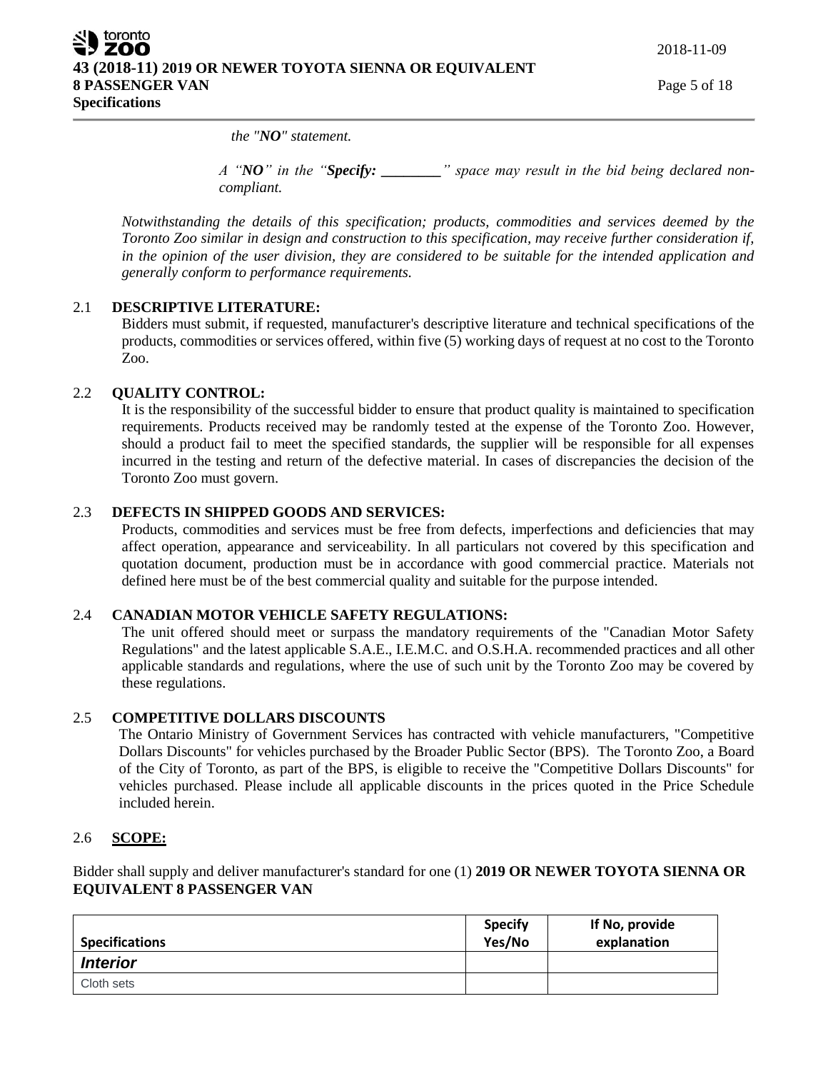*the "**NO**" statement.*

*A "**NO**" in the "**Specify: ________**" space may result in the bid being declared non-compliant.*

*Notwithstanding the details of this specification; products, commodities and services deemed by the Toronto Zoo similar in design and construction to this specification, may receive further consideration if, in the opinion of the user division, they are considered to be suitable for the intended application and generally conform to performance requirements.*

## 2.1 DESCRIPTIVE LITERATURE:

Bidders must submit, if requested, manufacturer's descriptive literature and technical specifications of the products, commodities or services offered, within five (5) working days of request at no cost to the Toronto Zoo.

## 2.2 QUALITY CONTROL:

It is the responsibility of the successful bidder to ensure that product quality is maintained to specification requirements. Products received may be randomly tested at the expense of the Toronto Zoo. However, should a product fail to meet the specified standards, the supplier will be responsible for all expenses incurred in the testing and return of the defective material. In cases of discrepancies the decision of the Toronto Zoo must govern.

## 2.3 DEFECTS IN SHIPPED GOODS AND SERVICES:

Products, commodities and services must be free from defects, imperfections and deficiencies that may affect operation, appearance and serviceability. In all particulars not covered by this specification and quotation document, production must be in accordance with good commercial practice. Materials not defined here must be of the best commercial quality and suitable for the purpose intended.

## 2.4 CANADIAN MOTOR VEHICLE SAFETY REGULATIONS:

The unit offered should meet or surpass the mandatory requirements of the "Canadian Motor Safety Regulations" and the latest applicable S.A.E., I.E.M.C. and O.S.H.A. recommended practices and all other applicable standards and regulations, where the use of such unit by the Toronto Zoo may be covered by these regulations.

## 2.5 COMPETITIVE DOLLARS DISCOUNTS

The Ontario Ministry of Government Services has contracted with vehicle manufacturers, "Competitive Dollars Discounts" for vehicles purchased by the Broader Public Sector (BPS). The Toronto Zoo, a Board of the City of Toronto, as part of the BPS, is eligible to receive the "Competitive Dollars Discounts" for vehicles purchased. Please include all applicable discounts in the prices quoted in the Price Schedule included herein.

## 2.6 SCOPE:

Bidder shall supply and deliver manufacturer's standard for one (1) **2019 OR NEWER TOYOTA SIENNA OR EQUIVALENT 8 PASSENGER VAN**

| Specifications | Specify Yes/No | If No, provide explanation |
|---|---|---|
| ***Interior*** | | |
| Cloth sets | | |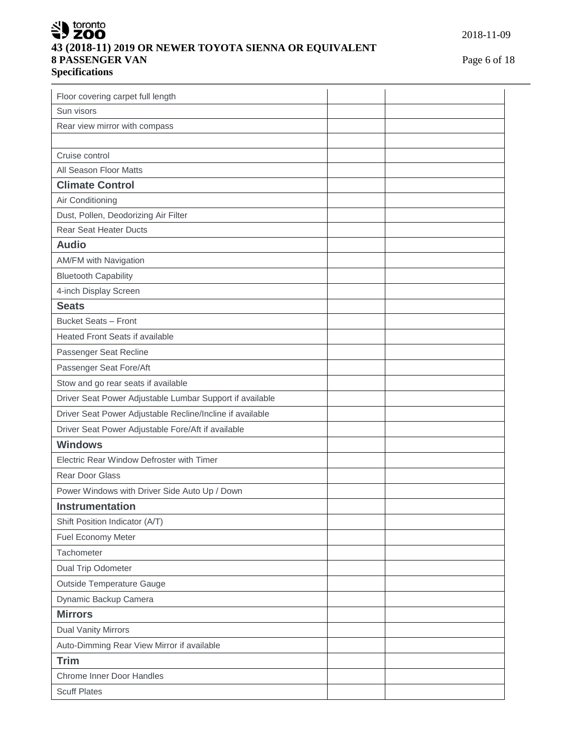| | | |
|---|---|---|
| Floor covering carpet full length | | |
| Sun visors | | |
| Rear view mirror with compass | | |
| | | |
| Cruise control | | |
| All Season Floor Matts | | |
| **Climate Control** | | |
| Air Conditioning | | |
| Dust, Pollen, Deodorizing Air Filter | | |
| Rear Seat Heater Ducts | | |
| **Audio** | | |
| AM/FM with Navigation | | |
| Bluetooth Capability | | |
| 4-inch Display Screen | | |
| **Seats** | | |
| Bucket Seats – Front | | |
| Heated Front Seats if available | | |
| Passenger Seat Recline | | |
| Passenger Seat Fore/Aft | | |
| Stow and go rear seats if available | | |
| Driver Seat Power Adjustable Lumbar Support if available | | |
| Driver Seat Power Adjustable Recline/Incline if available | | |
| Driver Seat Power Adjustable Fore/Aft if available | | |
| **Windows** | | |
| Electric Rear Window Defroster with Timer | | |
| Rear Door Glass | | |
| Power Windows with Driver Side Auto Up / Down | | |
| **Instrumentation** | | |
| Shift Position Indicator (A/T) | | |
| Fuel Economy Meter | | |
| Tachometer | | |
| Dual Trip Odometer | | |
| Outside Temperature Gauge | | |
| Dynamic Backup Camera | | |
| **Mirrors** | | |
| Dual Vanity Mirrors | | |
| Auto-Dimming Rear View Mirror if available | | |
| **Trim** | | |
| Chrome Inner Door Handles | | |
| Scuff Plates | | |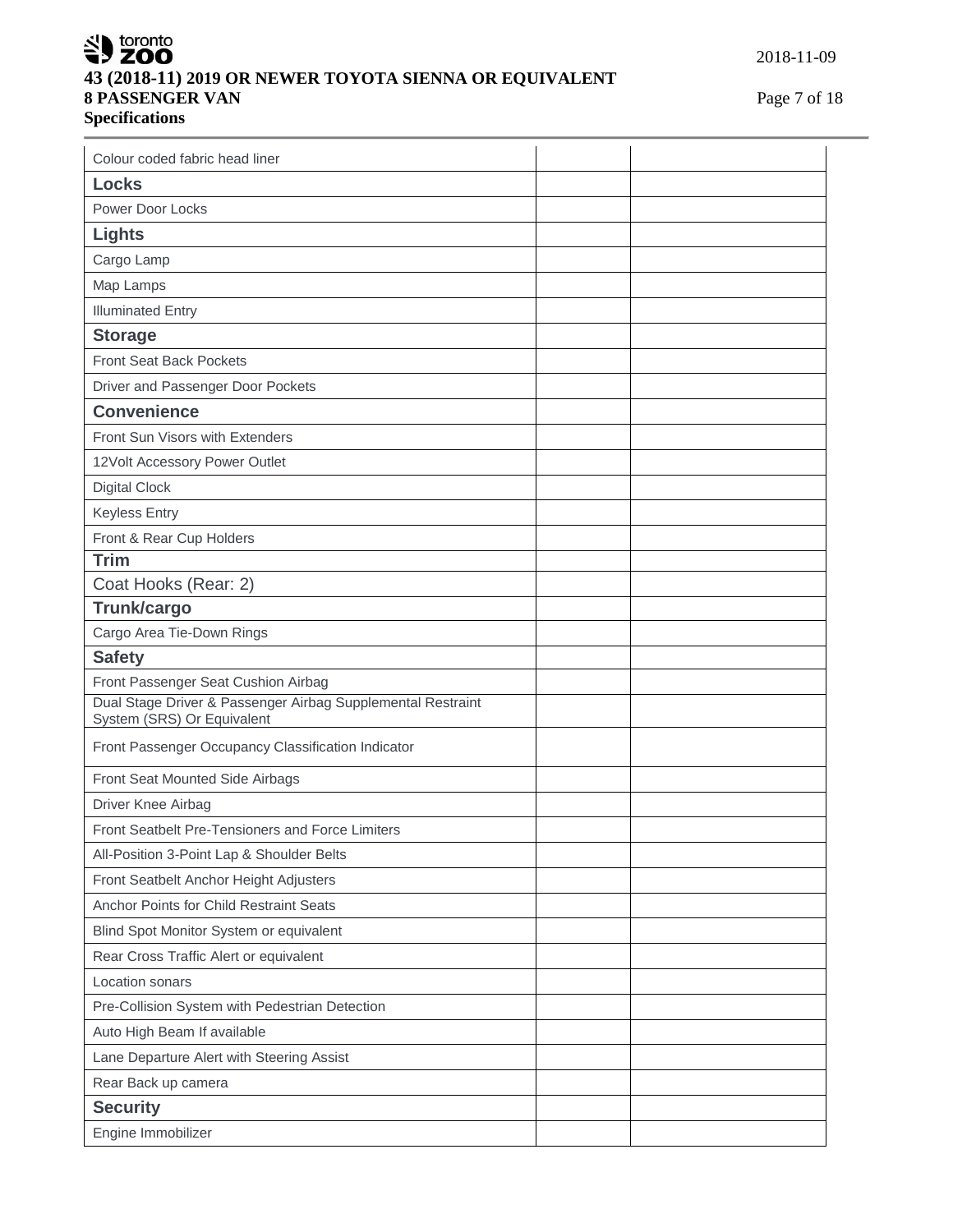| Colour coded fabric head liner | | |
|---|---|---|
| **Locks** | | |
| Power Door Locks | | |
| **Lights** | | |
| Cargo Lamp | | |
| Map Lamps | | |
| Illuminated Entry | | |
| **Storage** | | |
| Front Seat Back Pockets | | |
| Driver and Passenger Door Pockets | | |
| **Convenience** | | |
| Front Sun Visors with Extenders | | |
| 12Volt Accessory Power Outlet | | |
| Digital Clock | | |
| Keyless Entry | | |
| Front & Rear Cup Holders | | |
| **Trim** | | |
| Coat Hooks (Rear: 2) | | |
| **Trunk/cargo** | | |
| Cargo Area Tie-Down Rings | | |
| **Safety** | | |
| Front Passenger Seat Cushion Airbag | | |
| Dual Stage Driver & Passenger Airbag Supplemental Restraint System (SRS) Or Equivalent | | |
| Front Passenger Occupancy Classification Indicator | | |
| Front Seat Mounted Side Airbags | | |
| Driver Knee Airbag | | |
| Front Seatbelt Pre-Tensioners and Force Limiters | | |
| All-Position 3-Point Lap & Shoulder Belts | | |
| Front Seatbelt Anchor Height Adjusters | | |
| Anchor Points for Child Restraint Seats | | |
| Blind Spot Monitor System or equivalent | | |
| Rear Cross Traffic Alert or equivalent | | |
| Location sonars | | |
| Pre-Collision System with Pedestrian Detection | | |
| Auto High Beam If available | | |
| Lane Departure Alert with Steering Assist | | |
| Rear Back up camera | | |
| **Security** | | |
| Engine Immobilizer | | |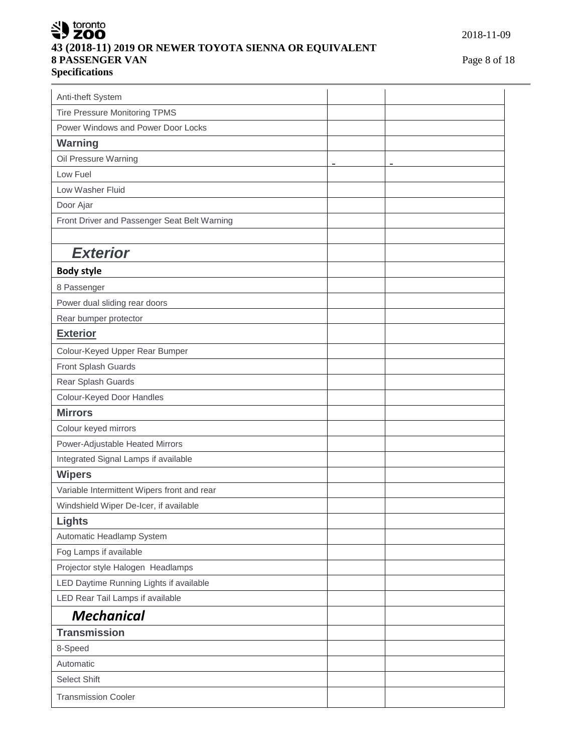| | | |
|---|---|---|
| Anti-theft System | | |
| Tire Pressure Monitoring TPMS | | |
| Power Windows and Power Door Locks | | |
| **Warning** | | |
| Oil Pressure Warning | - | - |
| Low Fuel | | |
| Low Washer Fluid | | |
| Door Ajar | | |
| Front Driver and Passenger Seat Belt Warning | | |
| | | |
| ***Exterior*** | | |
| **Body style** | | |
| 8 Passenger | | |
| Power dual sliding rear doors | | |
| Rear bumper protector | | |
| **Exterior** | | |
| Colour-Keyed Upper Rear Bumper | | |
| Front Splash Guards | | |
| Rear Splash Guards | | |
| Colour-Keyed Door Handles | | |
| **Mirrors** | | |
| Colour keyed mirrors | | |
| Power-Adjustable Heated Mirrors | | |
| Integrated Signal Lamps if available | | |
| **Wipers** | | |
| Variable Intermittent Wipers front and rear | | |
| Windshield Wiper De-Icer, if available | | |
| **Lights** | | |
| Automatic Headlamp System | | |
| Fog Lamps if available | | |
| Projector style Halogen Headlamps | | |
| LED Daytime Running Lights if available | | |
| LED Rear Tail Lamps if available | | |
| ***Mechanical*** | | |
| **Transmission** | | |
| 8-Speed | | |
| Automatic | | |
| Select Shift | | |
| Transmission Cooler | | |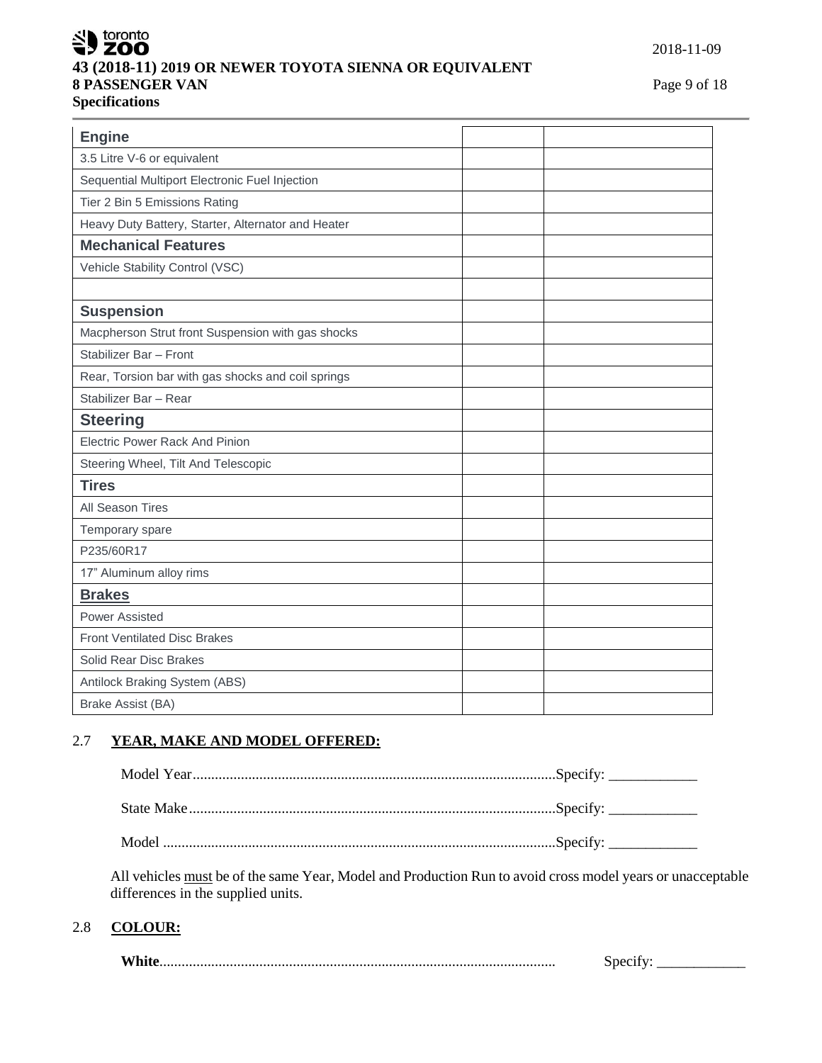| Engine | | |
|---|---|---|
| 3.5 Litre V-6 or equivalent | | |
| Sequential Multiport Electronic Fuel Injection | | |
| Tier 2 Bin 5 Emissions Rating | | |
| Heavy Duty Battery, Starter, Alternator and Heater | | |
| **Mechanical Features** | | |
| Vehicle Stability Control (VSC) | | |
| | | |
| **Suspension** | | |
| Macpherson Strut front Suspension with gas shocks | | |
| Stabilizer Bar – Front | | |
| Rear, Torsion bar with gas shocks and coil springs | | |
| Stabilizer Bar – Rear | | |
| **Steering** | | |
| Electric Power Rack And Pinion | | |
| Steering Wheel, Tilt And Telescopic | | |
| **Tires** | | |
| All Season Tires | | |
| Temporary spare | | |
| P235/60R17 | | |
| 17" Aluminum alloy rims | | |
| **Brakes** | | |
| Power Assisted | | |
| Front Ventilated Disc Brakes | | |
| Solid Rear Disc Brakes | | |
| Antilock Braking System (ABS) | | |
| Brake Assist (BA) | | |

## 2.7 YEAR, MAKE AND MODEL OFFERED:

Model Year................................................................................................Specify: ____________

State Make.................................................................................................Specify: ____________

Model ........................................................................................................Specify: ____________

All vehicles must be of the same Year, Model and Production Run to avoid cross model years or unacceptable differences in the supplied units.

## 2.8 COLOUR:

**White**......................................................................................................... Specify: ____________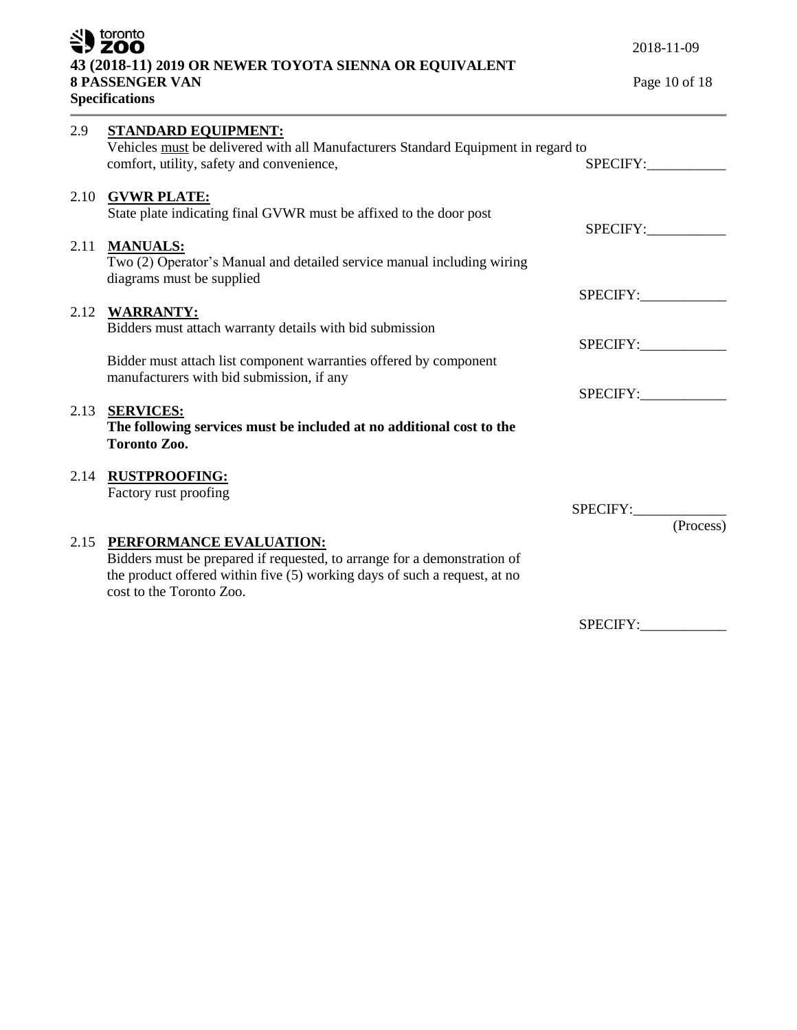2.9 **STANDARD EQUIPMENT:**
Vehicles must be delivered with all Manufacturers Standard Equipment in regard to comfort, utility, safety and convenience,

SPECIFY:___________

2.10 **GVWR PLATE:**
State plate indicating final GVWR must be affixed to the door post

SPECIFY:___________

2.11 **MANUALS:**
Two (2) Operator's Manual and detailed service manual including wiring diagrams must be supplied

SPECIFY:____________

2.12 **WARRANTY:**
Bidders must attach warranty details with bid submission

SPECIFY:____________

Bidder must attach list component warranties offered by component manufacturers with bid submission, if any

SPECIFY:____________

2.13 **SERVICES:**
**The following services must be included at no additional cost to the Toronto Zoo.**

2.14 **RUSTPROOFING:**
Factory rust proofing

SPECIFY:_____________
(Process)

2.15 **PERFORMANCE EVALUATION:**
Bidders must be prepared if requested, to arrange for a demonstration of the product offered within five (5) working days of such a request, at no cost to the Toronto Zoo.

SPECIFY:____________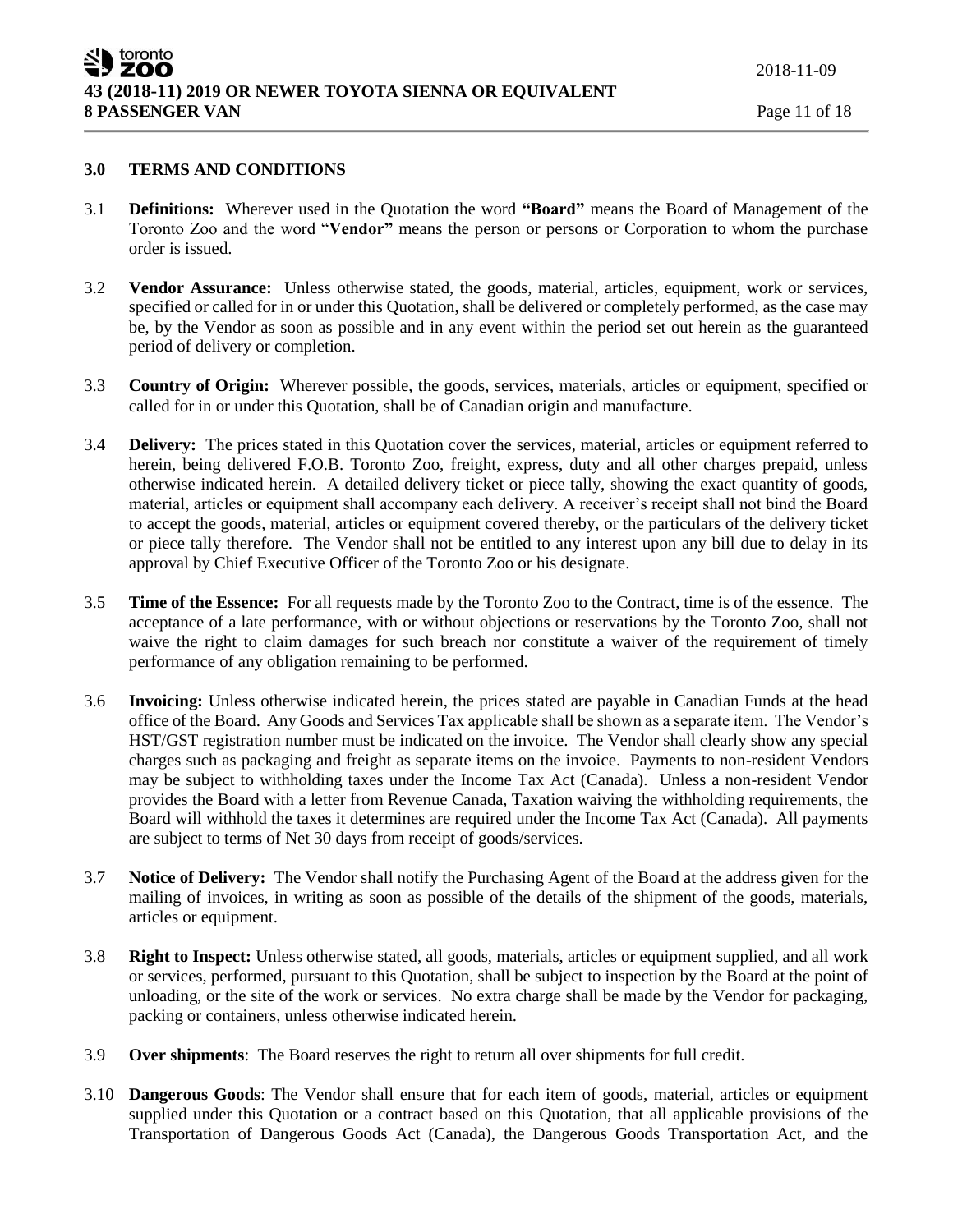## 3.0 TERMS AND CONDITIONS

3.1 **Definitions:** Wherever used in the Quotation the word **"Board"** means the Board of Management of the Toronto Zoo and the word "**Vendor"** means the person or persons or Corporation to whom the purchase order is issued.

3.2 **Vendor Assurance:** Unless otherwise stated, the goods, material, articles, equipment, work or services, specified or called for in or under this Quotation, shall be delivered or completely performed, as the case may be, by the Vendor as soon as possible and in any event within the period set out herein as the guaranteed period of delivery or completion.

3.3 **Country of Origin:** Wherever possible, the goods, services, materials, articles or equipment, specified or called for in or under this Quotation, shall be of Canadian origin and manufacture.

3.4 **Delivery:** The prices stated in this Quotation cover the services, material, articles or equipment referred to herein, being delivered F.O.B. Toronto Zoo, freight, express, duty and all other charges prepaid, unless otherwise indicated herein. A detailed delivery ticket or piece tally, showing the exact quantity of goods, material, articles or equipment shall accompany each delivery. A receiver's receipt shall not bind the Board to accept the goods, material, articles or equipment covered thereby, or the particulars of the delivery ticket or piece tally therefore. The Vendor shall not be entitled to any interest upon any bill due to delay in its approval by Chief Executive Officer of the Toronto Zoo or his designate.

3.5 **Time of the Essence:** For all requests made by the Toronto Zoo to the Contract, time is of the essence. The acceptance of a late performance, with or without objections or reservations by the Toronto Zoo, shall not waive the right to claim damages for such breach nor constitute a waiver of the requirement of timely performance of any obligation remaining to be performed.

3.6 **Invoicing:** Unless otherwise indicated herein, the prices stated are payable in Canadian Funds at the head office of the Board. Any Goods and Services Tax applicable shall be shown as a separate item. The Vendor's HST/GST registration number must be indicated on the invoice. The Vendor shall clearly show any special charges such as packaging and freight as separate items on the invoice. Payments to non-resident Vendors may be subject to withholding taxes under the Income Tax Act (Canada). Unless a non-resident Vendor provides the Board with a letter from Revenue Canada, Taxation waiving the withholding requirements, the Board will withhold the taxes it determines are required under the Income Tax Act (Canada). All payments are subject to terms of Net 30 days from receipt of goods/services.

3.7 **Notice of Delivery:** The Vendor shall notify the Purchasing Agent of the Board at the address given for the mailing of invoices, in writing as soon as possible of the details of the shipment of the goods, materials, articles or equipment.

3.8 **Right to Inspect:** Unless otherwise stated, all goods, materials, articles or equipment supplied, and all work or services, performed, pursuant to this Quotation, shall be subject to inspection by the Board at the point of unloading, or the site of the work or services. No extra charge shall be made by the Vendor for packaging, packing or containers, unless otherwise indicated herein.

3.9 **Over shipments**: The Board reserves the right to return all over shipments for full credit.

3.10 **Dangerous Goods**: The Vendor shall ensure that for each item of goods, material, articles or equipment supplied under this Quotation or a contract based on this Quotation, that all applicable provisions of the Transportation of Dangerous Goods Act (Canada), the Dangerous Goods Transportation Act, and the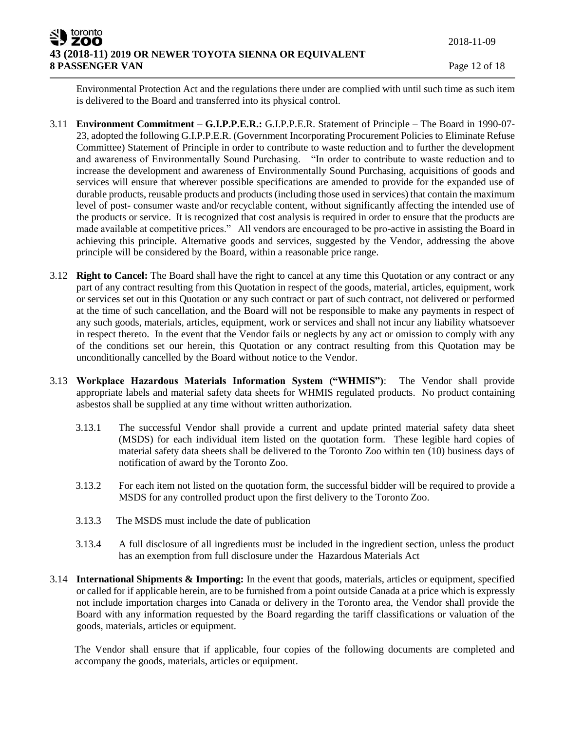Environmental Protection Act and the regulations there under are complied with until such time as such item is delivered to the Board and transferred into its physical control.

3.11 **Environment Commitment – G.I.P.P.E.R.:** G.I.P.P.E.R. Statement of Principle – The Board in 1990-07-23, adopted the following G.I.P.P.E.R. (Government Incorporating Procurement Policies to Eliminate Refuse Committee) Statement of Principle in order to contribute to waste reduction and to further the development and awareness of Environmentally Sound Purchasing. "In order to contribute to waste reduction and to increase the development and awareness of Environmentally Sound Purchasing, acquisitions of goods and services will ensure that wherever possible specifications are amended to provide for the expanded use of durable products, reusable products and products (including those used in services) that contain the maximum level of post- consumer waste and/or recyclable content, without significantly affecting the intended use of the products or service. It is recognized that cost analysis is required in order to ensure that the products are made available at competitive prices." All vendors are encouraged to be pro-active in assisting the Board in achieving this principle. Alternative goods and services, suggested by the Vendor, addressing the above principle will be considered by the Board, within a reasonable price range.

3.12 **Right to Cancel:** The Board shall have the right to cancel at any time this Quotation or any contract or any part of any contract resulting from this Quotation in respect of the goods, material, articles, equipment, work or services set out in this Quotation or any such contract or part of such contract, not delivered or performed at the time of such cancellation, and the Board will not be responsible to make any payments in respect of any such goods, materials, articles, equipment, work or services and shall not incur any liability whatsoever in respect thereto. In the event that the Vendor fails or neglects by any act or omission to comply with any of the conditions set our herein, this Quotation or any contract resulting from this Quotation may be unconditionally cancelled by the Board without notice to the Vendor.

3.13 **Workplace Hazardous Materials Information System ("WHMIS")**: The Vendor shall provide appropriate labels and material safety data sheets for WHMIS regulated products. No product containing asbestos shall be supplied at any time without written authorization.

3.13.1 The successful Vendor shall provide a current and update printed material safety data sheet (MSDS) for each individual item listed on the quotation form. These legible hard copies of material safety data sheets shall be delivered to the Toronto Zoo within ten (10) business days of notification of award by the Toronto Zoo.

3.13.2 For each item not listed on the quotation form, the successful bidder will be required to provide a MSDS for any controlled product upon the first delivery to the Toronto Zoo.

3.13.3 The MSDS must include the date of publication

3.13.4 A full disclosure of all ingredients must be included in the ingredient section, unless the product has an exemption from full disclosure under the Hazardous Materials Act

3.14 **International Shipments & Importing:** In the event that goods, materials, articles or equipment, specified or called for if applicable herein, are to be furnished from a point outside Canada at a price which is expressly not include importation charges into Canada or delivery in the Toronto area, the Vendor shall provide the Board with any information requested by the Board regarding the tariff classifications or valuation of the goods, materials, articles or equipment.

The Vendor shall ensure that if applicable, four copies of the following documents are completed and accompany the goods, materials, articles or equipment.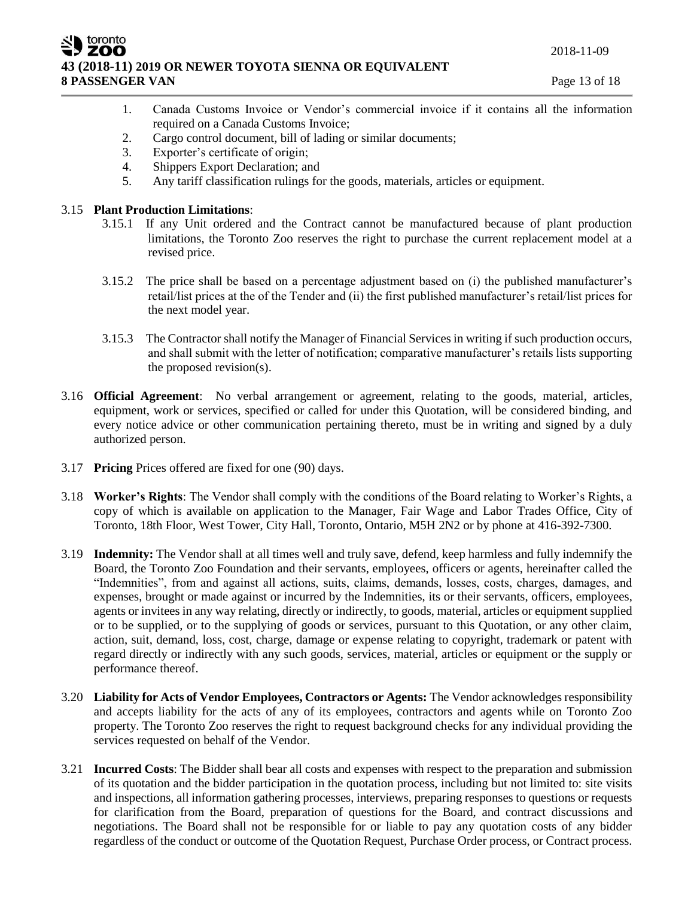1. Canada Customs Invoice or Vendor's commercial invoice if it contains all the information required on a Canada Customs Invoice;
2. Cargo control document, bill of lading or similar documents;
3. Exporter's certificate of origin;
4. Shippers Export Declaration; and
5. Any tariff classification rulings for the goods, materials, articles or equipment.

3.15 **Plant Production Limitations**:

3.15.1 If any Unit ordered and the Contract cannot be manufactured because of plant production limitations, the Toronto Zoo reserves the right to purchase the current replacement model at a revised price.

3.15.2 The price shall be based on a percentage adjustment based on (i) the published manufacturer's retail/list prices at the of the Tender and (ii) the first published manufacturer's retail/list prices for the next model year.

3.15.3 The Contractor shall notify the Manager of Financial Services in writing if such production occurs, and shall submit with the letter of notification; comparative manufacturer's retails lists supporting the proposed revision(s).

3.16 **Official Agreement**: No verbal arrangement or agreement, relating to the goods, material, articles, equipment, work or services, specified or called for under this Quotation, will be considered binding, and every notice advice or other communication pertaining thereto, must be in writing and signed by a duly authorized person.

3.17 **Pricing** Prices offered are fixed for one (90) days.

3.18 **Worker's Rights**: The Vendor shall comply with the conditions of the Board relating to Worker's Rights, a copy of which is available on application to the Manager, Fair Wage and Labor Trades Office, City of Toronto, 18th Floor, West Tower, City Hall, Toronto, Ontario, M5H 2N2 or by phone at 416-392-7300.

3.19 **Indemnity:** The Vendor shall at all times well and truly save, defend, keep harmless and fully indemnify the Board, the Toronto Zoo Foundation and their servants, employees, officers or agents, hereinafter called the "Indemnities", from and against all actions, suits, claims, demands, losses, costs, charges, damages, and expenses, brought or made against or incurred by the Indemnities, its or their servants, officers, employees, agents or invitees in any way relating, directly or indirectly, to goods, material, articles or equipment supplied or to be supplied, or to the supplying of goods or services, pursuant to this Quotation, or any other claim, action, suit, demand, loss, cost, charge, damage or expense relating to copyright, trademark or patent with regard directly or indirectly with any such goods, services, material, articles or equipment or the supply or performance thereof.

3.20 **Liability for Acts of Vendor Employees, Contractors or Agents:** The Vendor acknowledges responsibility and accepts liability for the acts of any of its employees, contractors and agents while on Toronto Zoo property. The Toronto Zoo reserves the right to request background checks for any individual providing the services requested on behalf of the Vendor.

3.21 **Incurred Costs**: The Bidder shall bear all costs and expenses with respect to the preparation and submission of its quotation and the bidder participation in the quotation process, including but not limited to: site visits and inspections, all information gathering processes, interviews, preparing responses to questions or requests for clarification from the Board, preparation of questions for the Board, and contract discussions and negotiations. The Board shall not be responsible for or liable to pay any quotation costs of any bidder regardless of the conduct or outcome of the Quotation Request, Purchase Order process, or Contract process.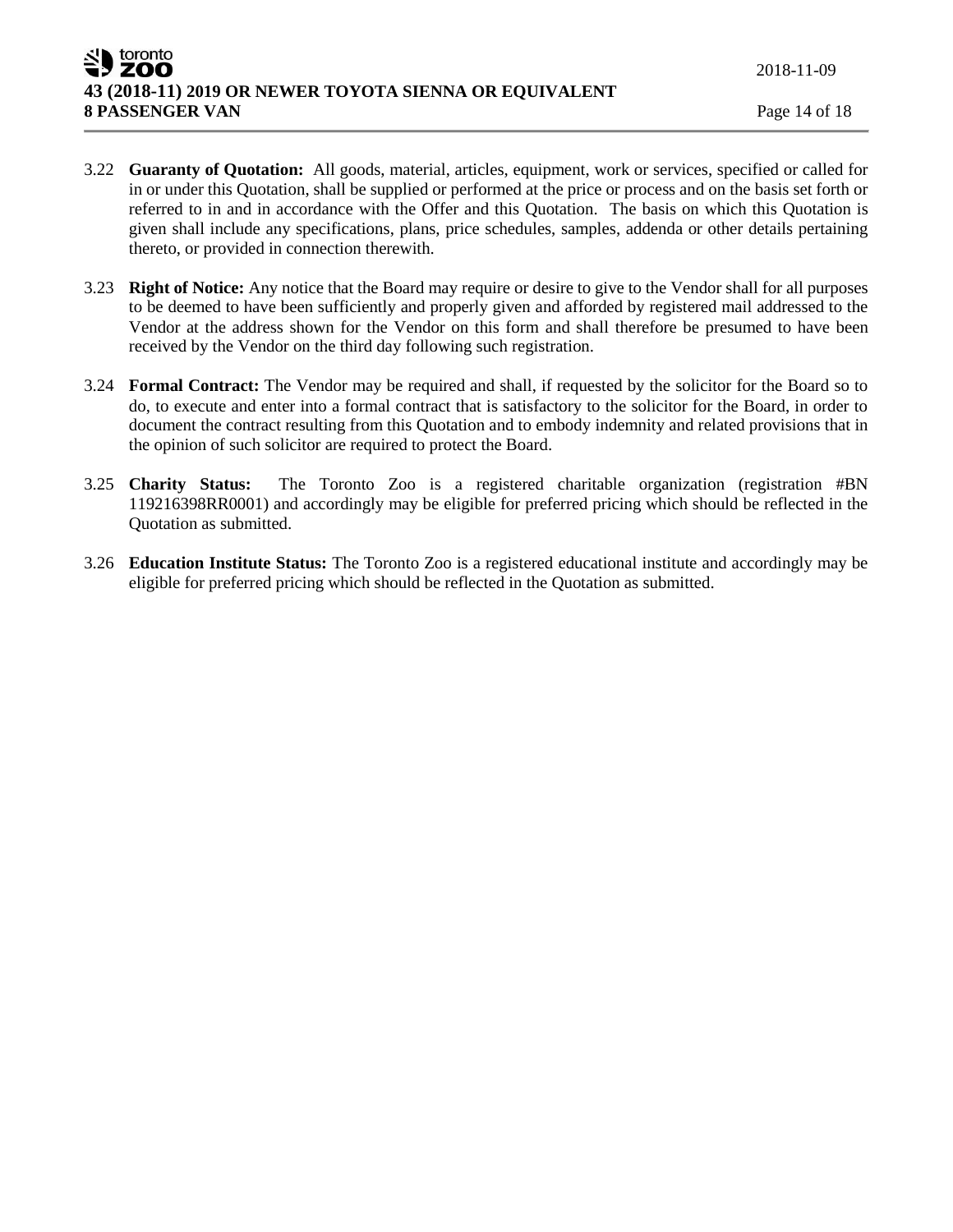3.22 **Guaranty of Quotation:** All goods, material, articles, equipment, work or services, specified or called for in or under this Quotation, shall be supplied or performed at the price or process and on the basis set forth or referred to in and in accordance with the Offer and this Quotation. The basis on which this Quotation is given shall include any specifications, plans, price schedules, samples, addenda or other details pertaining thereto, or provided in connection therewith.

3.23 **Right of Notice:** Any notice that the Board may require or desire to give to the Vendor shall for all purposes to be deemed to have been sufficiently and properly given and afforded by registered mail addressed to the Vendor at the address shown for the Vendor on this form and shall therefore be presumed to have been received by the Vendor on the third day following such registration.

3.24 **Formal Contract:** The Vendor may be required and shall, if requested by the solicitor for the Board so to do, to execute and enter into a formal contract that is satisfactory to the solicitor for the Board, in order to document the contract resulting from this Quotation and to embody indemnity and related provisions that in the opinion of such solicitor are required to protect the Board.

3.25 **Charity Status:** The Toronto Zoo is a registered charitable organization (registration #BN 119216398RR0001) and accordingly may be eligible for preferred pricing which should be reflected in the Quotation as submitted.

3.26 **Education Institute Status:** The Toronto Zoo is a registered educational institute and accordingly may be eligible for preferred pricing which should be reflected in the Quotation as submitted.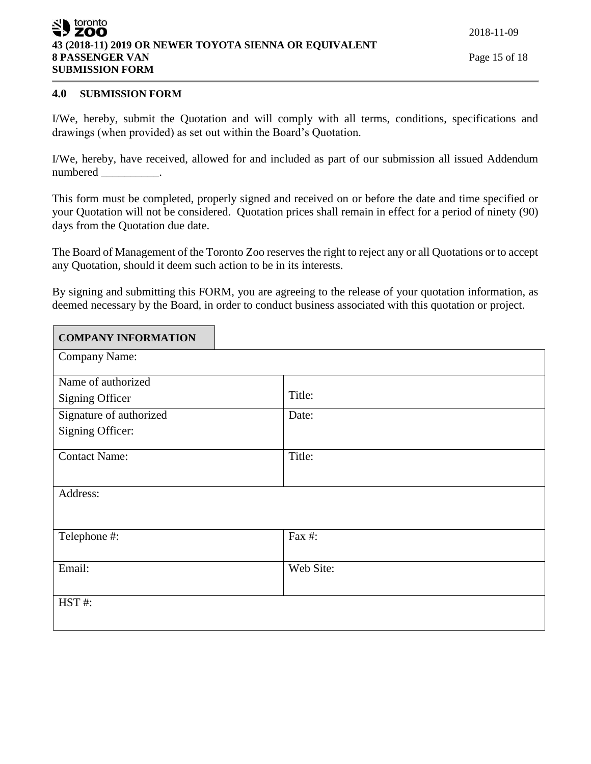## 4.0 SUBMISSION FORM

I/We, hereby, submit the Quotation and will comply with all terms, conditions, specifications and drawings (when provided) as set out within the Board's Quotation.

I/We, hereby, have received, allowed for and included as part of our submission all issued Addendum numbered __________.

This form must be completed, properly signed and received on or before the date and time specified or your Quotation will not be considered. Quotation prices shall remain in effect for a period of ninety (90) days from the Quotation due date.

The Board of Management of the Toronto Zoo reserves the right to reject any or all Quotations or to accept any Quotation, should it deem such action to be in its interests.

By signing and submitting this FORM, you are agreeing to the release of your quotation information, as deemed necessary by the Board, in order to conduct business associated with this quotation or project.

| **COMPANY INFORMATION** | |
|---|---|
| Company Name: | |
| Name of authorized Signing Officer | Title: |
| Signature of authorized Signing Officer: | Date: |
| Contact Name: | Title: |
| Address: | |
| Telephone #: | Fax #: |
| Email: | Web Site: |
| HST #: | |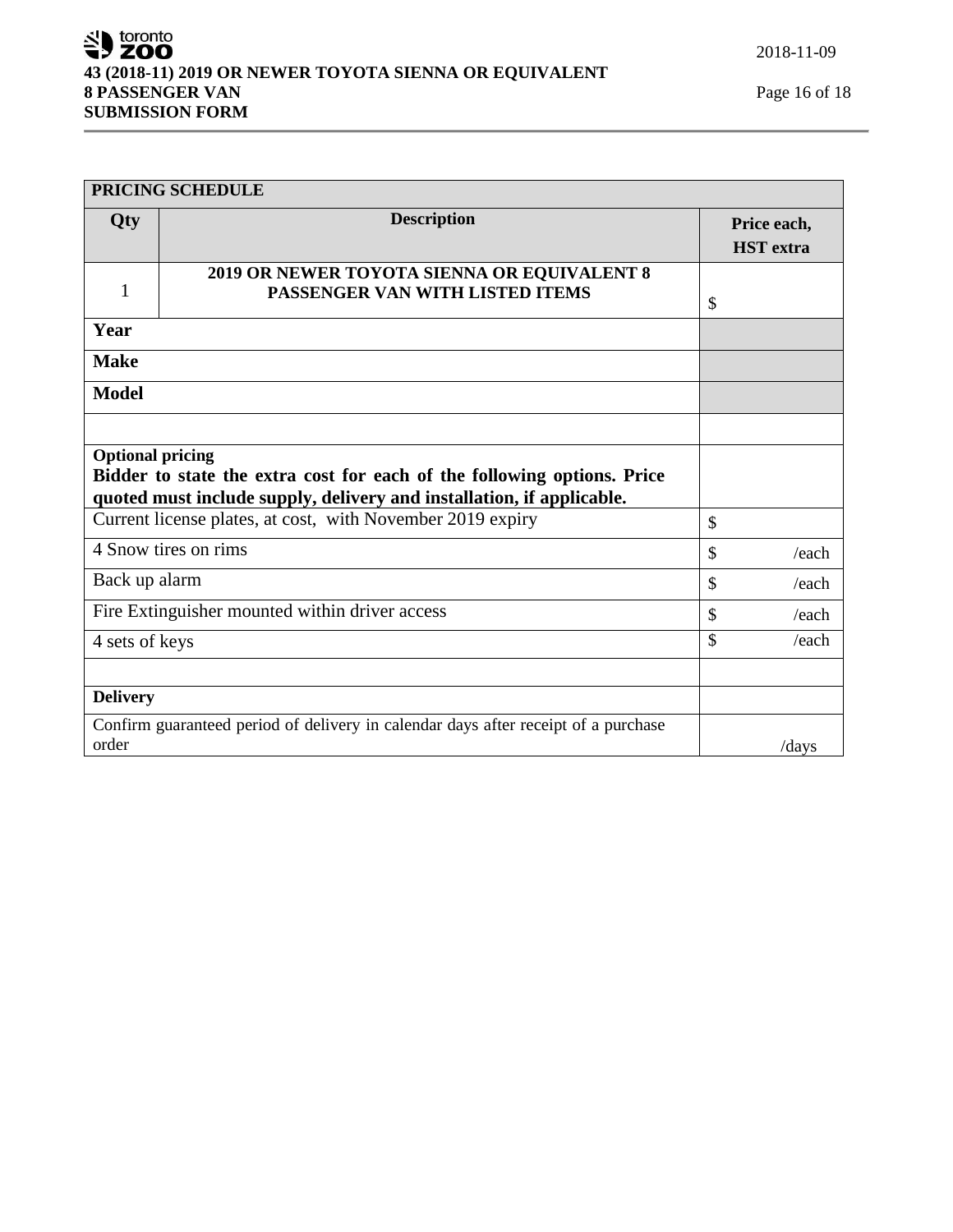| PRICING SCHEDULE | | |
|---|---|---|
| **Qty** | **Description** | **Price each, HST extra** |
| 1 | **2019 OR NEWER TOYOTA SIENNA OR EQUIVALENT 8 PASSENGER VAN WITH LISTED ITEMS** | $ |
| **Year** | | |
| **Make** | | |
| **Model** | | |
| | | |
| **Optional pricing** **Bidder to state the extra cost for each of the following options. Price quoted must include supply, delivery and installation, if applicable.** | | |
| Current license plates, at cost, with November 2019 expiry | | $ |
| 4 Snow tires on rims | | $ /each |
| Back up alarm | | $ /each |
| Fire Extinguisher mounted within driver access | | $ /each |
| 4 sets of keys | | $ /each |
| | | |
| **Delivery** | | |
| Confirm guaranteed period of delivery in calendar days after receipt of a purchase order | | /days |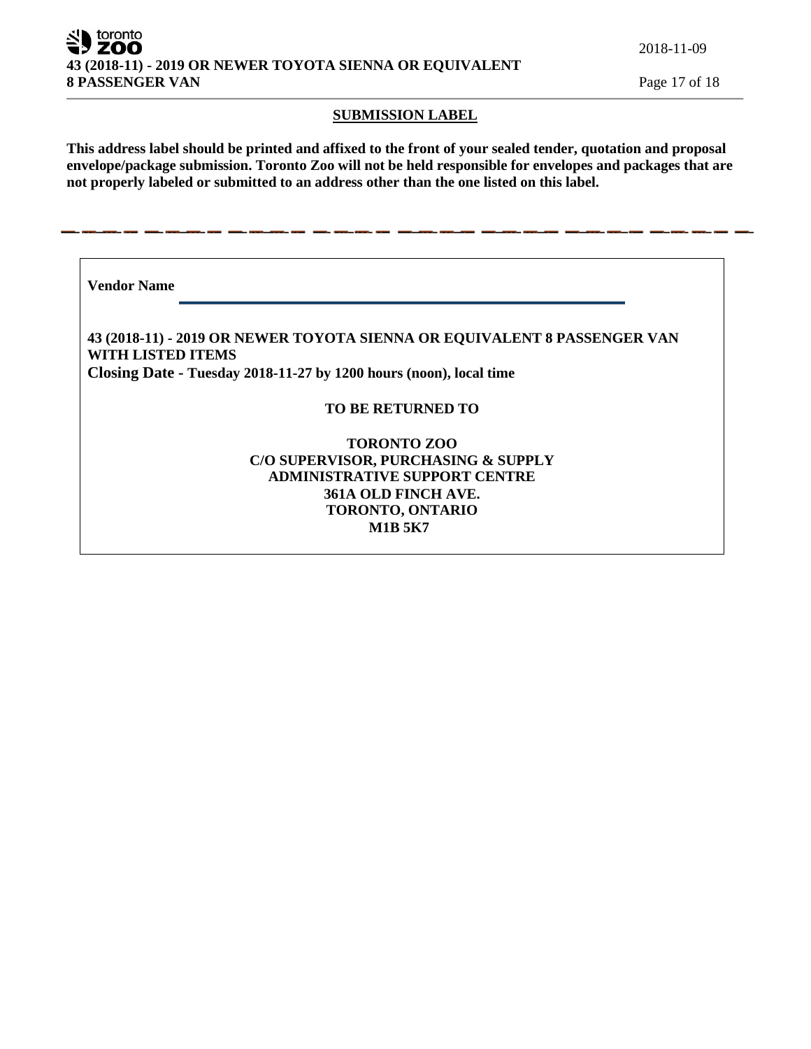## SUBMISSION LABEL

**This address label should be printed and affixed to the front of your sealed tender, quotation and proposal envelope/package submission. Toronto Zoo will not be held responsible for envelopes and packages that are not properly labeled or submitted to an address other than the one listed on this label.**

---

**Vendor Name** \_\_\_\_\_\_\_\_\_\_\_\_\_\_\_\_\_\_\_\_\_\_\_\_\_\_\_\_\_\_\_\_\_\_\_\_\_\_\_\_\_\_\_\_\_\_\_\_

**43 (2018-11) - 2019 OR NEWER TOYOTA SIENNA OR EQUIVALENT 8 PASSENGER VAN WITH LISTED ITEMS**
**Closing Date - Tuesday 2018-11-27 by 1200 hours (noon), local time**

**TO BE RETURNED TO**

**TORONTO ZOO**
**C/O SUPERVISOR, PURCHASING & SUPPLY**
**ADMINISTRATIVE SUPPORT CENTRE**
**361A OLD FINCH AVE.**
**TORONTO, ONTARIO**
**M1B 5K7**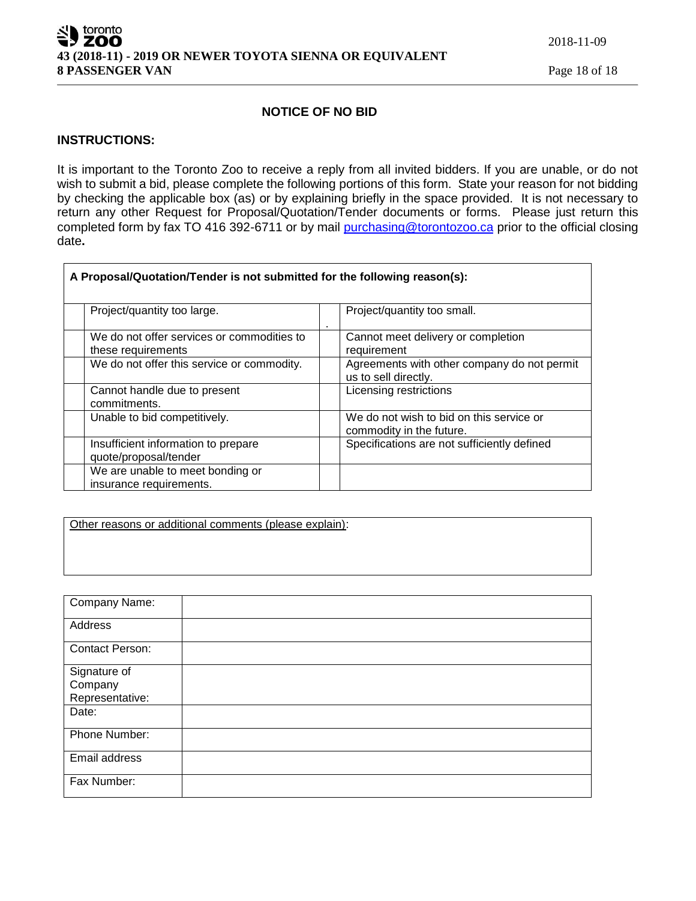## NOTICE OF NO BID

### INSTRUCTIONS:

It is important to the Toronto Zoo to receive a reply from all invited bidders. If you are unable, or do not wish to submit a bid, please complete the following portions of this form. State your reason for not bidding by checking the applicable box (as) or by explaining briefly in the space provided. It is not necessary to return any other Request for Proposal/Quotation/Tender documents or forms. Please just return this completed form by fax TO 416 392-6711 or by mail purchasing@torontozoo.ca prior to the official closing date**.**

**A Proposal/Quotation/Tender is not submitted for the following reason(s):**

| | | | |
|---|---|---|---|
| | Project/quantity too large. | . | Project/quantity too small. |
| | We do not offer services or commodities to these requirements | | Cannot meet delivery or completion requirement |
| | We do not offer this service or commodity. | | Agreements with other company do not permit us to sell directly. |
| | Cannot handle due to present commitments. | | Licensing restrictions |
| | Unable to bid competitively. | | We do not wish to bid on this service or commodity in the future. |
| | Insufficient information to prepare quote/proposal/tender | | Specifications are not sufficiently defined |
| | We are unable to meet bonding or insurance requirements. | | |

Other reasons or additional comments (please explain):

| | |
|---|---|
| Company Name: | |
| Address | |
| Contact Person: | |
| Signature of Company Representative: | |
| Date: | |
| Phone Number: | |
| Email address | |
| Fax Number: | |